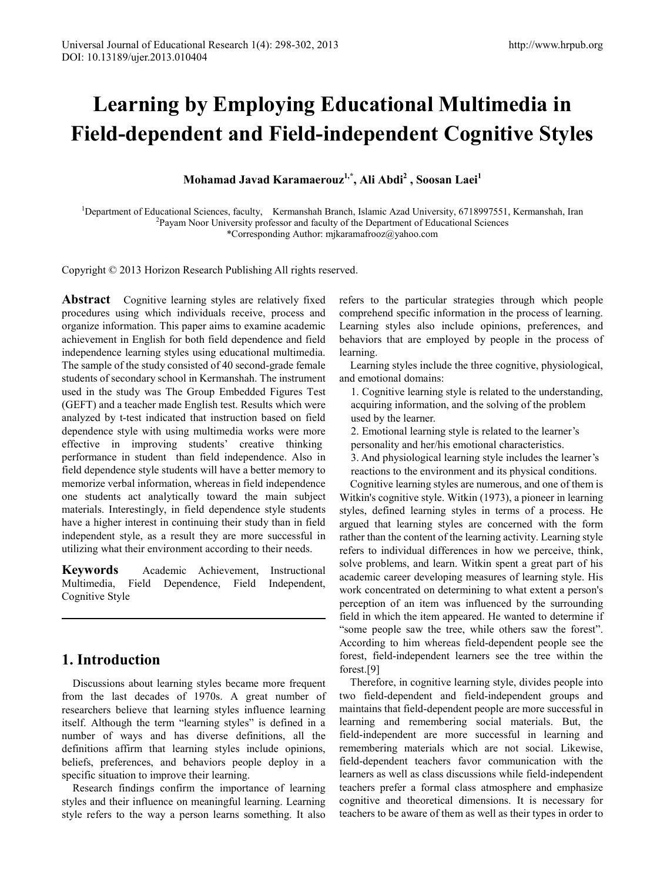# Learning by Employing Educational Multimedia in Field-dependent and Field-independent Cognitive Styles

**Mohamad Javad Karamaerouz[1,*], Ali Abdi[2] , Soosan Laei[1]**

[1]Department of Educational Sciences, faculty, Kermanshah Branch, Islamic Azad University, 6718997551, Kermanshah, Iran
[2]Payam Noor University professor and faculty of the Department of Educational Sciences
*Corresponding Author: mjkaramafrooz@yahoo.com

Copyright © 2013 Horizon Research Publishing All rights reserved.

**Abstract** Cognitive learning styles are relatively fixed procedures using which individuals receive, process and organize information. This paper aims to examine academic achievement in English for both field dependence and field independence learning styles using educational multimedia. The sample of the study consisted of 40 second-grade female students of secondary school in Kermanshah. The instrument used in the study was The Group Embedded Figures Test (GEFT) and a teacher made English test. Results which were analyzed by t-test indicated that instruction based on field dependence style with using multimedia works were more effective in improving students' creative thinking performance in student than field independence. Also in field dependence style students will have a better memory to memorize verbal information, whereas in field independence one students act analytically toward the main subject materials. Interestingly, in field dependence style students have a higher interest in continuing their study than in field independent style, as a result they are more successful in utilizing what their environment according to their needs.

**Keywords** Academic Achievement, Instructional Multimedia, Field Dependence, Field Independent, Cognitive Style

## 1. Introduction

Discussions about learning styles became more frequent from the last decades of 1970s. A great number of researchers believe that learning styles influence learning itself. Although the term "learning styles" is defined in a number of ways and has diverse definitions, all the definitions affirm that learning styles include opinions, beliefs, preferences, and behaviors people deploy in a specific situation to improve their learning.

Research findings confirm the importance of learning styles and their influence on meaningful learning. Learning style refers to the way a person learns something. It also refers to the particular strategies through which people comprehend specific information in the process of learning. Learning styles also include opinions, preferences, and behaviors that are employed by people in the process of learning.

Learning styles include the three cognitive, physiological, and emotional domains:

1. Cognitive learning style is related to the understanding, acquiring information, and the solving of the problem used by the learner.
2. Emotional learning style is related to the learner's personality and her/his emotional characteristics.
3. And physiological learning style includes the learner's reactions to the environment and its physical conditions.

Cognitive learning styles are numerous, and one of them is Witkin's cognitive style. Witkin (1973), a pioneer in learning styles, defined learning styles in terms of a process. He argued that learning styles are concerned with the form rather than the content of the learning activity. Learning style refers to individual differences in how we perceive, think, solve problems, and learn. Witkin spent a great part of his academic career developing measures of learning style. His work concentrated on determining to what extent a person's perception of an item was influenced by the surrounding field in which the item appeared. He wanted to determine if "some people saw the tree, while others saw the forest". According to him whereas field-dependent people see the forest, field-independent learners see the tree within the forest.[9]

Therefore, in cognitive learning style, divides people into two field-dependent and field-independent groups and maintains that field-dependent people are more successful in learning and remembering social materials. But, the field-independent are more successful in learning and remembering materials which are not social. Likewise, field-dependent teachers favor communication with the learners as well as class discussions while field-independent teachers prefer a formal class atmosphere and emphasize cognitive and theoretical dimensions. It is necessary for teachers to be aware of them as well as their types in order to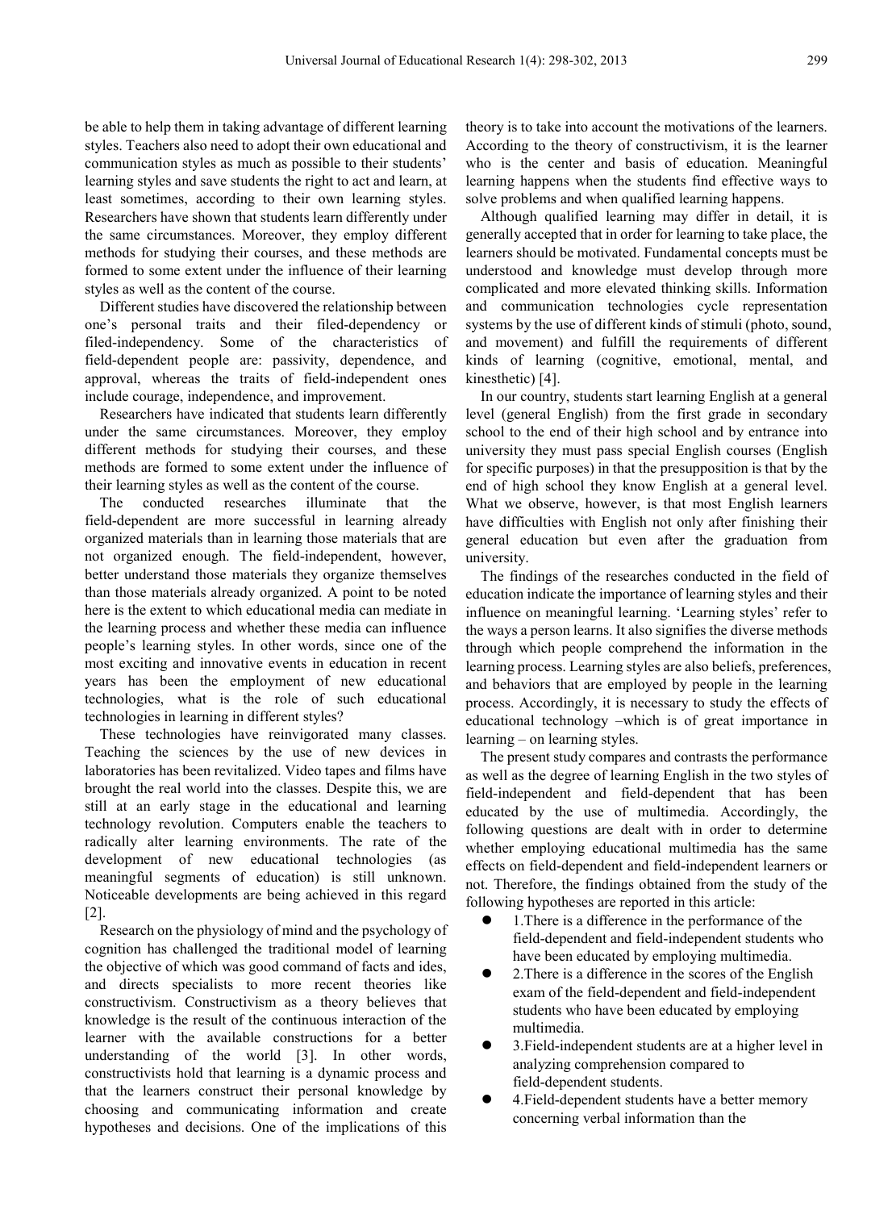be able to help them in taking advantage of different learning styles. Teachers also need to adopt their own educational and communication styles as much as possible to their students' learning styles and save students the right to act and learn, at least sometimes, according to their own learning styles. Researchers have shown that students learn differently under the same circumstances. Moreover, they employ different methods for studying their courses, and these methods are formed to some extent under the influence of their learning styles as well as the content of the course.

Different studies have discovered the relationship between one's personal traits and their filed-dependency or filed-independency. Some of the characteristics of field-dependent people are: passivity, dependence, and approval, whereas the traits of field-independent ones include courage, independence, and improvement.

Researchers have indicated that students learn differently under the same circumstances. Moreover, they employ different methods for studying their courses, and these methods are formed to some extent under the influence of their learning styles as well as the content of the course.

The conducted researches illuminate that the field-dependent are more successful in learning already organized materials than in learning those materials that are not organized enough. The field-independent, however, better understand those materials they organize themselves than those materials already organized. A point to be noted here is the extent to which educational media can mediate in the learning process and whether these media can influence people's learning styles. In other words, since one of the most exciting and innovative events in education in recent years has been the employment of new educational technologies, what is the role of such educational technologies in learning in different styles?

These technologies have reinvigorated many classes. Teaching the sciences by the use of new devices in laboratories has been revitalized. Video tapes and films have brought the real world into the classes. Despite this, we are still at an early stage in the educational and learning technology revolution. Computers enable the teachers to radically alter learning environments. The rate of the development of new educational technologies (as meaningful segments of education) is still unknown. Noticeable developments are being achieved in this regard [2].

Research on the physiology of mind and the psychology of cognition has challenged the traditional model of learning the objective of which was good command of facts and ides, and directs specialists to more recent theories like constructivism. Constructivism as a theory believes that knowledge is the result of the continuous interaction of the learner with the available constructions for a better understanding of the world [3]. In other words, constructivists hold that learning is a dynamic process and that the learners construct their personal knowledge by choosing and communicating information and create hypotheses and decisions. One of the implications of this theory is to take into account the motivations of the learners. According to the theory of constructivism, it is the learner who is the center and basis of education. Meaningful learning happens when the students find effective ways to solve problems and when qualified learning happens.

Although qualified learning may differ in detail, it is generally accepted that in order for learning to take place, the learners should be motivated. Fundamental concepts must be understood and knowledge must develop through more complicated and more elevated thinking skills. Information and communication technologies cycle representation systems by the use of different kinds of stimuli (photo, sound, and movement) and fulfill the requirements of different kinds of learning (cognitive, emotional, mental, and kinesthetic) [4].

In our country, students start learning English at a general level (general English) from the first grade in secondary school to the end of their high school and by entrance into university they must pass special English courses (English for specific purposes) in that the presupposition is that by the end of high school they know English at a general level. What we observe, however, is that most English learners have difficulties with English not only after finishing their general education but even after the graduation from university.

The findings of the researches conducted in the field of education indicate the importance of learning styles and their influence on meaningful learning. 'Learning styles' refer to the ways a person learns. It also signifies the diverse methods through which people comprehend the information in the learning process. Learning styles are also beliefs, preferences, and behaviors that are employed by people in the learning process. Accordingly, it is necessary to study the effects of educational technology –which is of great importance in learning – on learning styles.

The present study compares and contrasts the performance as well as the degree of learning English in the two styles of field-independent and field-dependent that has been educated by the use of multimedia. Accordingly, the following questions are dealt with in order to determine whether employing educational multimedia has the same effects on field-dependent and field-independent learners or not. Therefore, the findings obtained from the study of the following hypotheses are reported in this article:

- 1.There is a difference in the performance of the field-dependent and field-independent students who have been educated by employing multimedia.
- 2.There is a difference in the scores of the English exam of the field-dependent and field-independent students who have been educated by employing multimedia.
- 3.Field-independent students are at a higher level in analyzing comprehension compared to field-dependent students.
- 4.Field-dependent students have a better memory concerning verbal information than the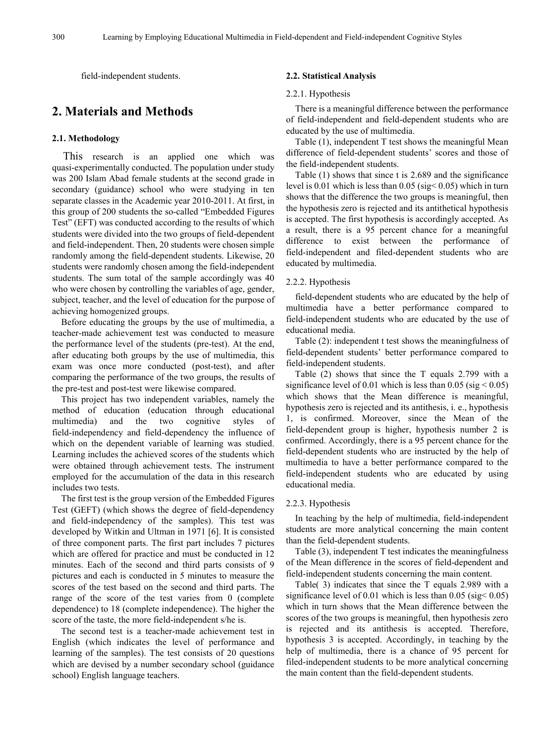field-independent students.

## 2. Materials and Methods

### 2.1. Methodology

This research is an applied one which was quasi-experimentally conducted. The population under study was 200 Islam Abad female students at the second grade in secondary (guidance) school who were studying in ten separate classes in the Academic year 2010-2011. At first, in this group of 200 students the so-called "Embedded Figures Test" (EFT) was conducted according to the results of which students were divided into the two groups of field-dependent and field-independent. Then, 20 students were chosen simple randomly among the field-dependent students. Likewise, 20 students were randomly chosen among the field-independent students. The sum total of the sample accordingly was 40 who were chosen by controlling the variables of age, gender, subject, teacher, and the level of education for the purpose of achieving homogenized groups.

Before educating the groups by the use of multimedia, a teacher-made achievement test was conducted to measure the performance level of the students (pre-test). At the end, after educating both groups by the use of multimedia, this exam was once more conducted (post-test), and after comparing the performance of the two groups, the results of the pre-test and post-test were likewise compared.

This project has two independent variables, namely the method of education (education through educational multimedia) and the two cognitive styles of field-independency and field-dependency the influence of which on the dependent variable of learning was studied. Learning includes the achieved scores of the students which were obtained through achievement tests. The instrument employed for the accumulation of the data in this research includes two tests.

The first test is the group version of the Embedded Figures Test (GEFT) (which shows the degree of field-dependency and field-independency of the samples). This test was developed by Witkin and Ultman in 1971 [6]. It is consisted of three component parts. The first part includes 7 pictures which are offered for practice and must be conducted in 12 minutes. Each of the second and third parts consists of 9 pictures and each is conducted in 5 minutes to measure the scores of the test based on the second and third parts. The range of the score of the test varies from 0 (complete dependence) to 18 (complete independence). The higher the score of the taste, the more field-independent s/he is.

The second test is a teacher-made achievement test in English (which indicates the level of performance and learning of the samples). The test consists of 20 questions which are devised by a number secondary school (guidance school) English language teachers.

### 2.2. Statistical Analysis

#### 2.2.1. Hypothesis

There is a meaningful difference between the performance of field-independent and field-dependent students who are educated by the use of multimedia.

Table (1), independent T test shows the meaningful Mean difference of field-dependent students' scores and those of the field-independent students.

Table (1) shows that since t is 2.689 and the significance level is 0.01 which is less than 0.05 (sig< 0.05) which in turn shows that the difference the two groups is meaningful, then the hypothesis zero is rejected and its antithetical hypothesis is accepted. The first hypothesis is accordingly accepted. As a result, there is a 95 percent chance for a meaningful difference to exist between the performance of field-independent and filed-dependent students who are educated by multimedia.

#### 2.2.2. Hypothesis

field-dependent students who are educated by the help of multimedia have a better performance compared to field-independent students who are educated by the use of educational media.

Table (2): independent t test shows the meaningfulness of field-dependent students' better performance compared to field-independent students.

Table (2) shows that since the T equals 2.799 with a significance level of 0.01 which is less than 0.05 (sig < 0.05) which shows that the Mean difference is meaningful, hypothesis zero is rejected and its antithesis, i. e., hypothesis 1, is confirmed. Moreover, since the Mean of the field-dependent group is higher, hypothesis number 2 is confirmed. Accordingly, there is a 95 percent chance for the field-dependent students who are instructed by the help of multimedia to have a better performance compared to the field-independent students who are educated by using educational media.

#### 2.2.3. Hypothesis

In teaching by the help of multimedia, field-independent students are more analytical concerning the main content than the field-dependent students.

Table (3), independent T test indicates the meaningfulness of the Mean difference in the scores of field-dependent and field-independent students concerning the main content.

Table( 3) indicates that since the T equals 2.989 with a significance level of 0.01 which is less than 0.05 (sig< 0.05) which in turn shows that the Mean difference between the scores of the two groups is meaningful, then hypothesis zero is rejected and its antithesis is accepted. Therefore, hypothesis 3 is accepted. Accordingly, in teaching by the help of multimedia, there is a chance of 95 percent for filed-independent students to be more analytical concerning the main content than the field-dependent students.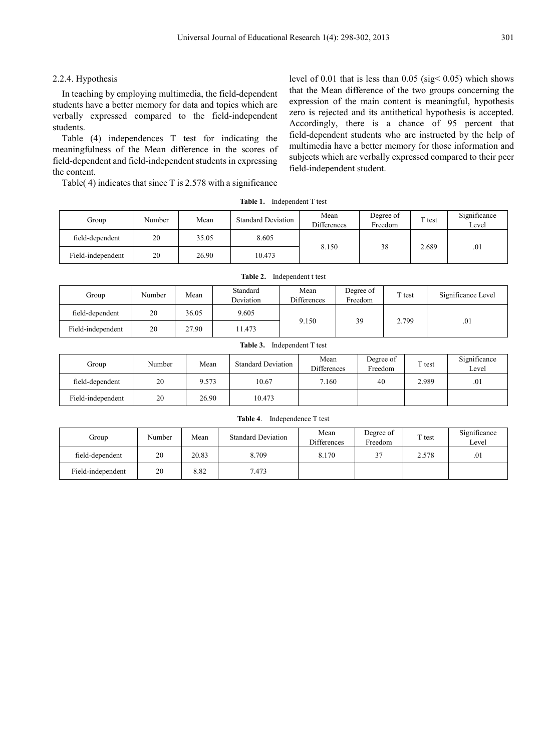2.2.4. Hypothesis

In teaching by employing multimedia, the field-dependent students have a better memory for data and topics which are verbally expressed compared to the field-independent students.

Table (4) independences T test for indicating the meaningfulness of the Mean difference in the scores of field-dependent and field-independent students in expressing the content.

Table( 4) indicates that since T is 2.578 with a significance level of 0.01 that is less than 0.05 (sig< 0.05) which shows that the Mean difference of the two groups concerning the expression of the main content is meaningful, hypothesis zero is rejected and its antithetical hypothesis is accepted. Accordingly, there is a chance of 95 percent that field-dependent students who are instructed by the help of multimedia have a better memory for those information and subjects which are verbally expressed compared to their peer field-independent student.

**Table 1.** Independent T test

| Group | Number | Mean | Standard Deviation | Mean Differences | Degree of Freedom | T test | Significance Level |
|---|---|---|---|---|---|---|---|
| field-dependent | 20 | 35.05 | 8.605 | 8.150 | 38 | 2.689 | .01 |
| Field-independent | 20 | 26.90 | 10.473 | | | | |

**Table 2.** Independent t test

| Group | Number | Mean | Standard Deviation | Mean Differences | Degree of Freedom | T test | Significance Level |
|---|---|---|---|---|---|---|---|
| field-dependent | 20 | 36.05 | 9.605 | 9.150 | 39 | 2.799 | .01 |
| Field-independent | 20 | 27.90 | 11.473 | | | | |

**Table 3.** Independent T test

| Group | Number | Mean | Standard Deviation | Mean Differences | Degree of Freedom | T test | Significance Level |
|---|---|---|---|---|---|---|---|
| field-dependent | 20 | 9.573 | 10.67 | 7.160 | 40 | 2.989 | .01 |
| Field-independent | 20 | 26.90 | 10.473 | | | | |

**Table 4**. Independence T test

| Group | Number | Mean | Standard Deviation | Mean Differences | Degree of Freedom | T test | Significance Level |
|---|---|---|---|---|---|---|---|
| field-dependent | 20 | 20.83 | 8.709 | 8.170 | 37 | 2.578 | .01 |
| Field-independent | 20 | 8.82 | 7.473 | | | | |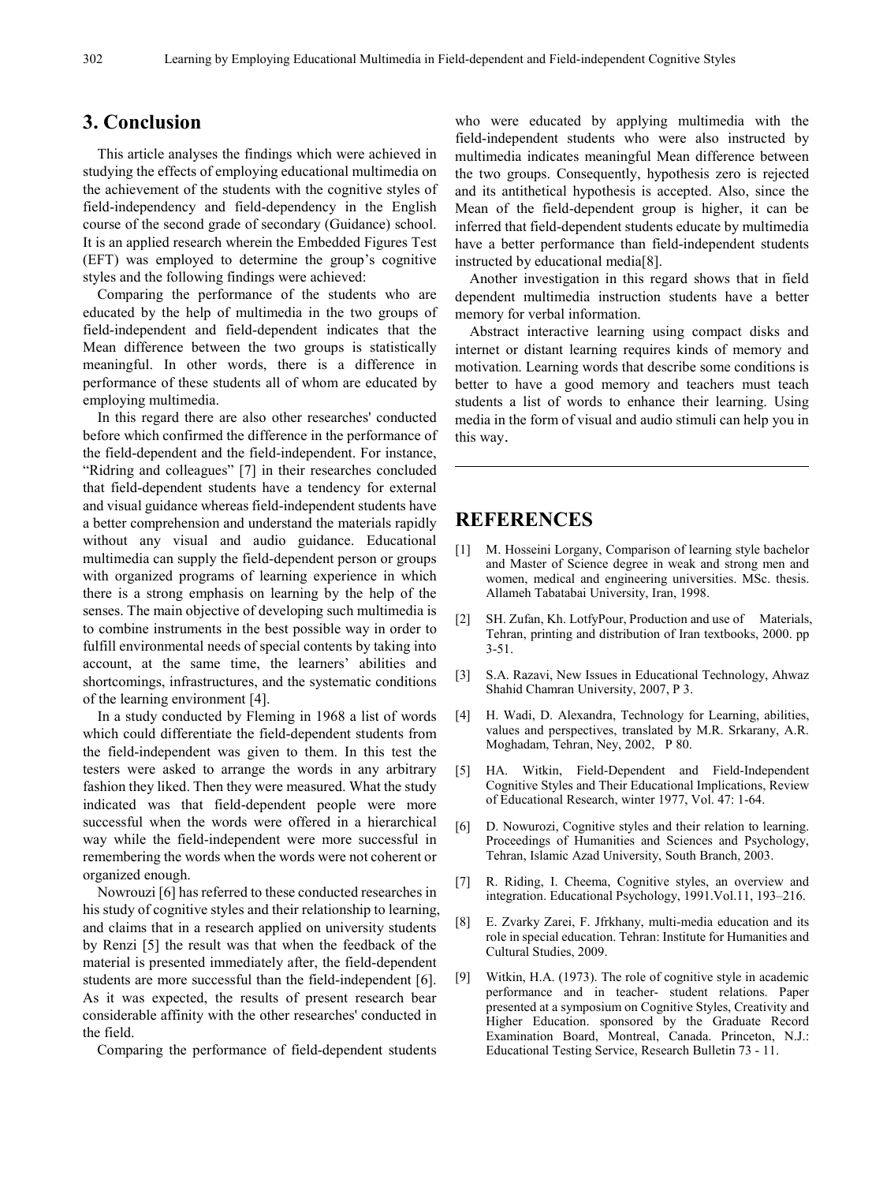## 3. Conclusion

This article analyses the findings which were achieved in studying the effects of employing educational multimedia on the achievement of the students with the cognitive styles of field-independency and field-dependency in the English course of the second grade of secondary (Guidance) school. It is an applied research wherein the Embedded Figures Test (EFT) was employed to determine the group's cognitive styles and the following findings were achieved:

Comparing the performance of the students who are educated by the help of multimedia in the two groups of field-independent and field-dependent indicates that the Mean difference between the two groups is statistically meaningful. In other words, there is a difference in performance of these students all of whom are educated by employing multimedia.

In this regard there are also other researches' conducted before which confirmed the difference in the performance of the field-dependent and the field-independent. For instance, "Ridring and colleagues" [7] in their researches concluded that field-dependent students have a tendency for external and visual guidance whereas field-independent students have a better comprehension and understand the materials rapidly without any visual and audio guidance. Educational multimedia can supply the field-dependent person or groups with organized programs of learning experience in which there is a strong emphasis on learning by the help of the senses. The main objective of developing such multimedia is to combine instruments in the best possible way in order to fulfill environmental needs of special contents by taking into account, at the same time, the learners' abilities and shortcomings, infrastructures, and the systematic conditions of the learning environment [4].

In a study conducted by Fleming in 1968 a list of words which could differentiate the field-dependent students from the field-independent was given to them. In this test the testers were asked to arrange the words in any arbitrary fashion they liked. Then they were measured. What the study indicated was that field-dependent people were more successful when the words were offered in a hierarchical way while the field-independent were more successful in remembering the words when the words were not coherent or organized enough.

Nowrouzi [6] has referred to these conducted researches in his study of cognitive styles and their relationship to learning, and claims that in a research applied on university students by Renzi [5] the result was that when the feedback of the material is presented immediately after, the field-dependent students are more successful than the field-independent [6]. As it was expected, the results of present research bear considerable affinity with the other researches' conducted in the field.

Comparing the performance of field-dependent students who were educated by applying multimedia with the field-independent students who were also instructed by multimedia indicates meaningful Mean difference between the two groups. Consequently, hypothesis zero is rejected and its antithetical hypothesis is accepted. Also, since the Mean of the field-dependent group is higher, it can be inferred that field-dependent students educate by multimedia have a better performance than field-independent students instructed by educational media[8].

Another investigation in this regard shows that in field dependent multimedia instruction students have a better memory for verbal information.

Abstract interactive learning using compact disks and internet or distant learning requires kinds of memory and motivation. Learning words that describe some conditions is better to have a good memory and teachers must teach students a list of words to enhance their learning. Using media in the form of visual and audio stimuli can help you in this way.

## REFERENCES

[1] M. Hosseini Lorgany, Comparison of learning style bachelor and Master of Science degree in weak and strong men and women, medical and engineering universities. MSc. thesis. Allameh Tabatabai University, Iran, 1998.

[2] SH. Zufan, Kh. LotfyPour, Production and use of Materials, Tehran, printing and distribution of Iran textbooks, 2000. pp 3-51.

[3] S.A. Razavi, New Issues in Educational Technology, Ahwaz Shahid Chamran University, 2007, P 3.

[4] H. Wadi, D. Alexandra, Technology for Learning, abilities, values and perspectives, translated by M.R. Srkarany, A.R. Moghadam, Tehran, Ney, 2002, P 80.

[5] HA. Witkin, Field-Dependent and Field-Independent Cognitive Styles and Their Educational Implications, Review of Educational Research, winter 1977, Vol. 47: 1-64.

[6] D. Nowurozi, Cognitive styles and their relation to learning. Proceedings of Humanities and Sciences and Psychology, Tehran, Islamic Azad University, South Branch, 2003.

[7] R. Riding, I. Cheema, Cognitive styles, an overview and integration. Educational Psychology, 1991.Vol.11, 193–216.

[8] E. Zvarky Zarei, F. Jfrkhany, multi-media education and its role in special education. Tehran: Institute for Humanities and Cultural Studies, 2009.

[9] Witkin, H.A. (1973). The role of cognitive style in academic performance and in teacher- student relations. Paper presented at a symposium on Cognitive Styles, Creativity and Higher Education. sponsored by the Graduate Record Examination Board, Montreal, Canada. Princeton, N.J.: Educational Testing Service, Research Bulletin 73 - 11.